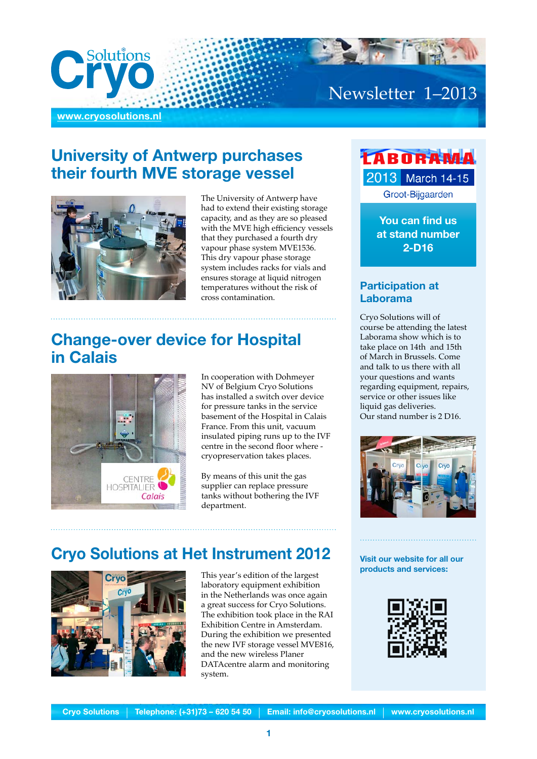# Cryo Solutions

www.cryosolutions.nl

Newsletter 1–2013

## University of Antwerp purchases their fourth MVE storage vessel

The University of Antwerp have had to extend their existing storage capacity, and as they are so pleased with the MVE high efficiency vessels that they purchased a fourth dry vapour phase system MVE1536. This dry vapour phase storage system includes racks for vials and ensures storage at liquid nitrogen temperatures without the risk of cross contamination.

## Change-over device for Hospital in Calais

In cooperation with Dohmeyer NV of Belgium Cryo Solutions has installed a switch over device for pressure tanks in the service basement of the Hospital in Calais France. From this unit, vacuum insulated piping runs up to the IVF centre in the second floor where - cryopreservation takes places.

By means of this unit the gas supplier can replace pressure tanks without bothering the IVF department.

## Cryo Solutions at Het Instrument 2012

This year's edition of the largest laboratory equipment exhibition in the Netherlands was once again a great success for Cryo Solutions. The exhibition took place in the RAI Exhibition Centre in Amsterdam. During the exhibition we presented the new IVF storage vessel MVE816, and the new wireless Planer DATAcentre alarm and monitoring system.

---

**LABORAMA 2013 March 14-15 Groot-Bijgaarden**

**You can find us at stand number 2-D16**

### Participation at Laborama

Cryo Solutions will of course be attending the latest Laborama show which is to take place on 14th and 15th of March in Brussels. Come and talk to us there with all your questions and wants regarding equipment, repairs, service or other issues like liquid gas deliveries.
Our stand number is 2 D16.

**Visit our website for all our products and services:**

---

Cryo Solutions | Telephone: (+31)73 – 620 54 50 | Email: info@cryosolutions.nl | www.cryosolutions.nl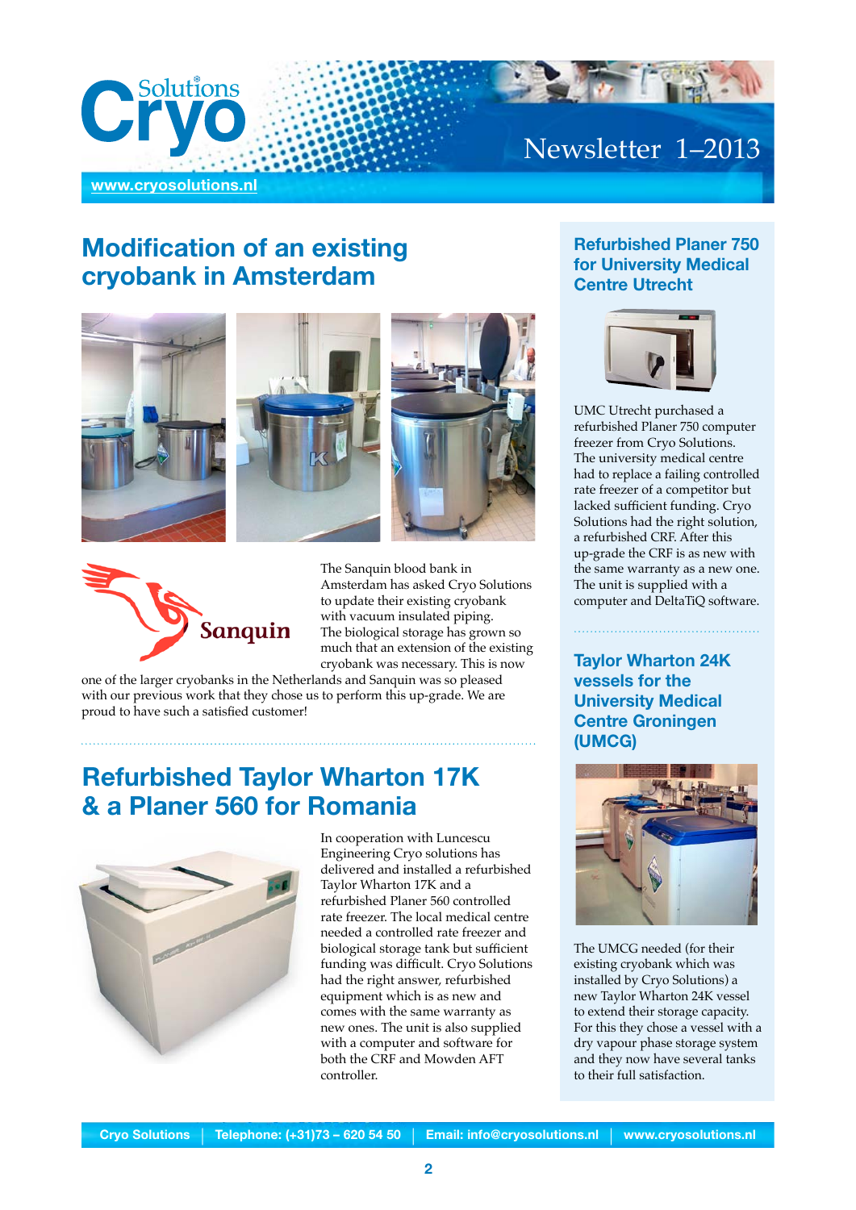## Modification of an existing cryobank in Amsterdam

The Sanquin blood bank in Amsterdam has asked Cryo Solutions to update their existing cryobank with vacuum insulated piping. The biological storage has grown so much that an extension of the existing cryobank was necessary. This is now one of the larger cryobanks in the Netherlands and Sanquin was so pleased with our previous work that they chose us to perform this up-grade. We are proud to have such a satisfied customer!

## Refurbished Taylor Wharton 17K & a Planer 560 for Romania

In cooperation with Luncescu Engineering Cryo solutions has delivered and installed a refurbished Taylor Wharton 17K and a refurbished Planer 560 controlled rate freezer. The local medical centre needed a controlled rate freezer and biological storage tank but sufficient funding was difficult. Cryo Solutions had the right answer, refurbished equipment which is as new and comes with the same warranty as new ones. The unit is also supplied with a computer and software for both the CRF and Mowden AFT controller.

### Refurbished Planer 750 for University Medical Centre Utrecht

UMC Utrecht purchased a refurbished Planer 750 computer freezer from Cryo Solutions. The university medical centre had to replace a failing controlled rate freezer of a competitor but lacked sufficient funding. Cryo Solutions had the right solution, a refurbished CRF. After this up-grade the CRF is as new with the same warranty as a new one. The unit is supplied with a computer and DeltaTiQ software.

### Taylor Wharton 24K vessels for the University Medical Centre Groningen (UMCG)

The UMCG needed (for their existing cryobank which was installed by Cryo Solutions) a new Taylor Wharton 24K vessel to extend their storage capacity. For this they chose a vessel with a dry vapour phase storage system and they now have several tanks to their full satisfaction.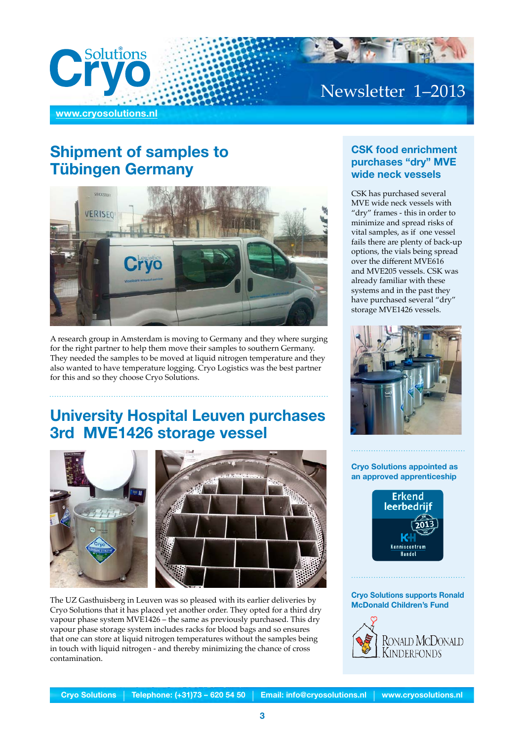Newsletter 1–2013

www.cryosolutions.nl

## Shipment of samples to Tübingen Germany

A research group in Amsterdam is moving to Germany and they where surging for the right partner to help them move their samples to southern Germany. They needed the samples to be moved at liquid nitrogen temperature and they also wanted to have temperature logging. Cryo Logistics was the best partner for this and so they choose Cryo Solutions.

## University Hospital Leuven purchases 3rd MVE1426 storage vessel

The UZ Gasthuisberg in Leuven was so pleased with its earlier deliveries by Cryo Solutions that it has placed yet another order. They opted for a third dry vapour phase system MVE1426 – the same as previously purchased. This dry vapour phase storage system includes racks for blood bags and so ensures that one can store at liquid nitrogen temperatures without the samples being in touch with liquid nitrogen - and thereby minimizing the chance of cross contamination.

## CSK food enrichment purchases “dry” MVE wide neck vessels

CSK has purchased several MVE wide neck vessels with “dry” frames - this in order to minimize and spread risks of vital samples, as if one vessel fails there are plenty of back-up options, the vials being spread over the different MVE616 and MVE205 vessels. CSK was already familiar with these systems and in the past they have purchased several “dry” storage MVE1426 vessels.

### Cryo Solutions appointed as an approved apprenticeship

Erkend leerbedrijf 2013 – Kenniscentrum Handel

### Cryo Solutions supports Ronald McDonald Children’s Fund

Ronald McDonald Kinderfonds

Cryo Solutions | Telephone: (+31)73 – 620 54 50 | Email: info@cryosolutions.nl | www.cryosolutions.nl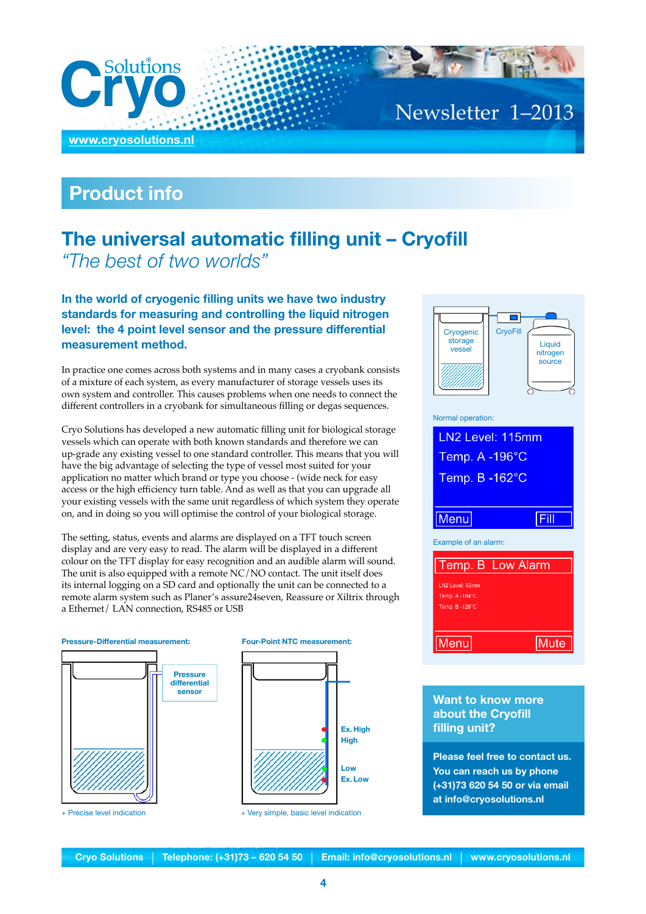www.cryosolutions.nl

Newsletter 1–2013

## Product info

# The universal automatic filling unit – Cryofill

*"The best of two worlds"*

**In the world of cryogenic filling units we have two industry standards for measuring and controlling the liquid nitrogen level: the 4 point level sensor and the pressure differential measurement method.**

In practice one comes across both systems and in many cases a cryobank consists of a mixture of each system, as every manufacturer of storage vessels uses its own system and controller. This causes problems when one needs to connect the different controllers in a cryobank for simultaneous filling or degas sequences.

Cryo Solutions has developed a new automatic filling unit for biological storage vessels which can operate with both known standards and therefore we can up-grade any existing vessel to one standard controller. This means that you will have the big advantage of selecting the type of vessel most suited for your application no matter which brand or type you choose - (wide neck for easy access or the high efficiency turn table. And as well as that you can upgrade all your existing vessels with the same unit regardless of which system they operate on, and in doing so you will optimise the control of your biological storage.

The setting, status, events and alarms are displayed on a TFT touch screen display and are very easy to read. The alarm will be displayed in a different colour on the TFT display for easy recognition and an audible alarm will sound. The unit is also equipped with a remote NC/NO contact. The unit itself does its internal logging on a SD card and optionally the unit can be connected to a remote alarm system such as Planer's assure24seven, Reassure or Xiltrix through a Ethernet/ LAN connection, RS485 or USB

**Pressure-Differential measurement:**

Pressure differential sensor

+ Precise level indication

**Four-Point NTC measurement:**

Ex. High
High
Low
Ex. Low

+ Very simple, basic level indication

Cryogenic storage vessel
CryoFill
Liquid nitrogen source

Normal operation:

LN2 Level: 115mm
Temp. A -196°C
Temp. B -162°C
Menu
Fill

Example of an alarm:

Temp. B Low Alarm
LN2 Level: 92mm
Temp. A -184°C
Temp. B -128°C
Menu
Mute

**Want to know more about the Cryofill filling unit?**

**Please feel free to contact us. You can reach us by phone (+31)73 620 54 50 or via email at info@cryosolutions.nl**

Cryo Solutions | Telephone: (+31)73 – 620 54 50 | Email: info@cryosolutions.nl | www.cryosolutions.nl